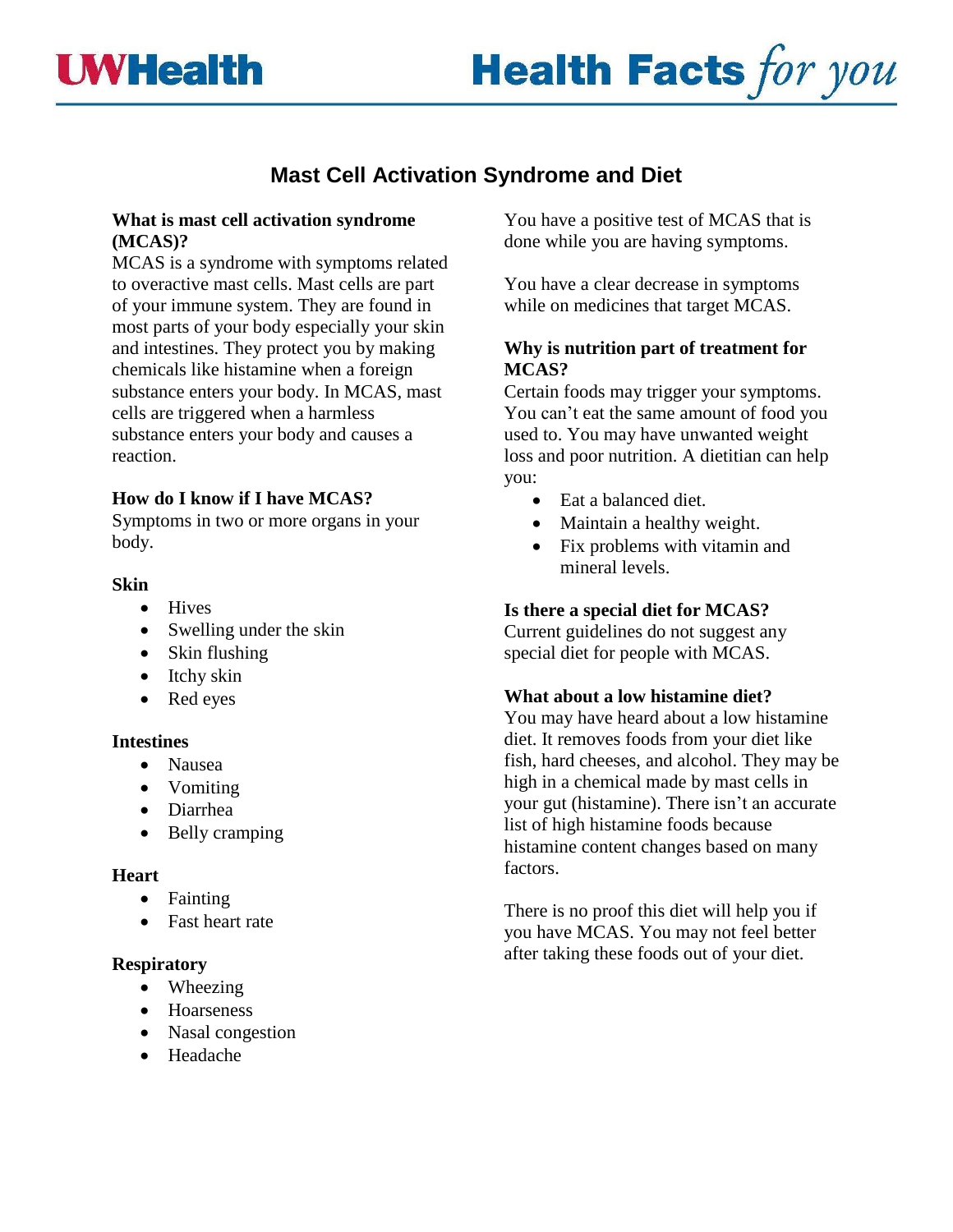# Mast Cell Activation Syndrome and Diet

### What is mast cell activation syndrome (MCAS)?

MCAS is a syndrome with symptoms related to overactive mast cells. Mast cells are part of your immune system. They are found in most parts of your body especially your skin and intestines. They protect you by making chemicals like histamine when a foreign substance enters your body. In MCAS, mast cells are triggered when a harmless substance enters your body and causes a reaction.

### How do I know if I have MCAS?

Symptoms in two or more organs in your body.

**Skin**

- Hives
- Swelling under the skin
- Skin flushing
- Itchy skin
- Red eyes

**Intestines**

- Nausea
- Vomiting
- Diarrhea
- Belly cramping

**Heart**

- Fainting
- Fast heart rate

**Respiratory**

- Wheezing
- Hoarseness
- Nasal congestion
- Headache

You have a positive test of MCAS that is done while you are having symptoms.

You have a clear decrease in symptoms while on medicines that target MCAS.

### Why is nutrition part of treatment for MCAS?

Certain foods may trigger your symptoms. You can't eat the same amount of food you used to. You may have unwanted weight loss and poor nutrition. A dietitian can help you:

- Eat a balanced diet.
- Maintain a healthy weight.
- Fix problems with vitamin and mineral levels.

### Is there a special diet for MCAS?

Current guidelines do not suggest any special diet for people with MCAS.

### What about a low histamine diet?

You may have heard about a low histamine diet. It removes foods from your diet like fish, hard cheeses, and alcohol. They may be high in a chemical made by mast cells in your gut (histamine). There isn't an accurate list of high histamine foods because histamine content changes based on many factors.

There is no proof this diet will help you if you have MCAS. You may not feel better after taking these foods out of your diet.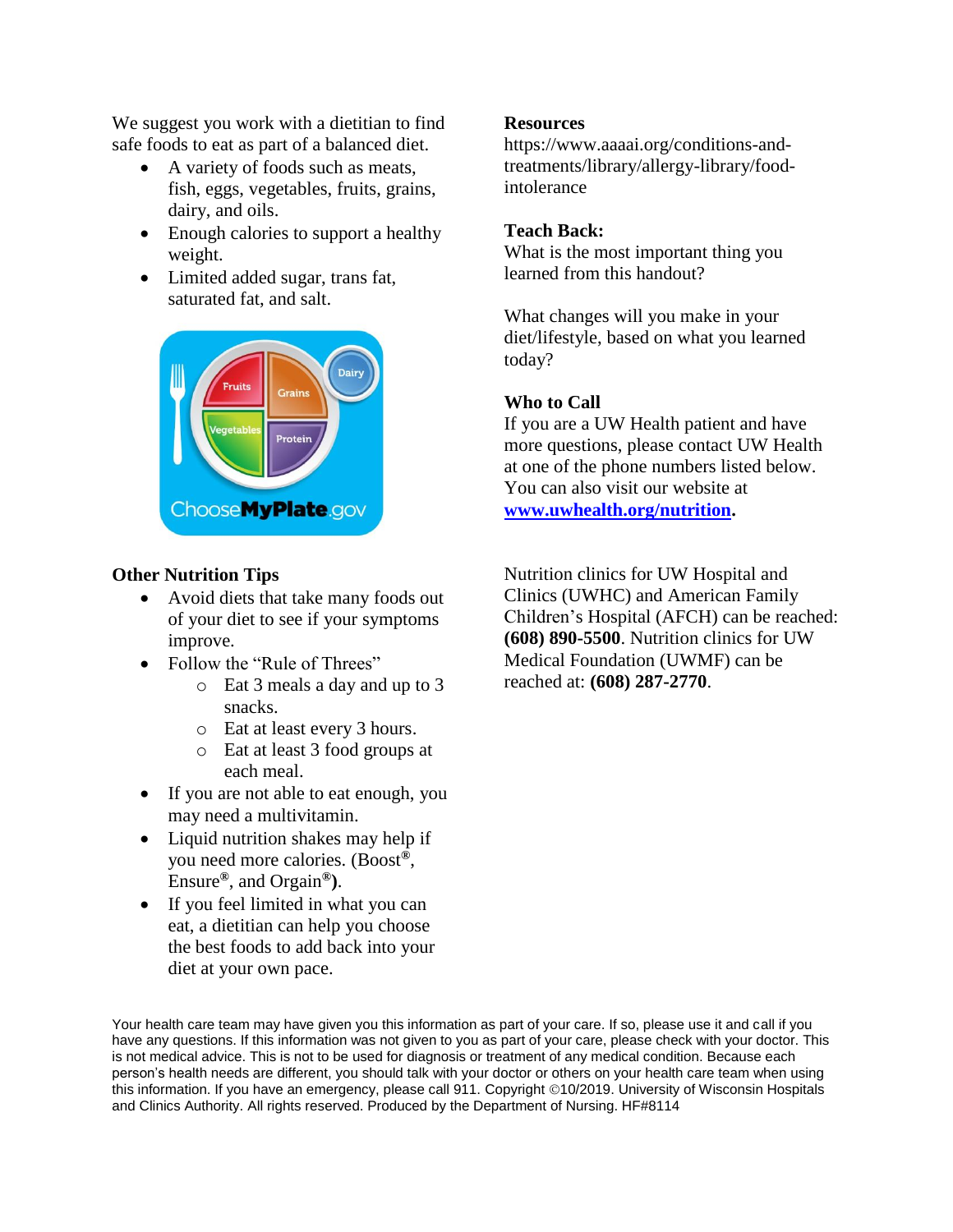We suggest you work with a dietitian to find safe foods to eat as part of a balanced diet.

- A variety of foods such as meats, fish, eggs, vegetables, fruits, grains, dairy, and oils.
- Enough calories to support a healthy weight.
- Limited added sugar, trans fat, saturated fat, and salt.

Fruits
Grains
Dairy
Vegetables
Protein
ChooseMyPlate.gov

**Other Nutrition Tips**

- Avoid diets that take many foods out of your diet to see if your symptoms improve.
- Follow the "Rule of Threes"
  - Eat 3 meals a day and up to 3 snacks.
  - Eat at least every 3 hours.
  - Eat at least 3 food groups at each meal.
- If you are not able to eat enough, you may need a multivitamin.
- Liquid nutrition shakes may help if you need more calories. (Boost®, Ensure®, and Orgain®).
- If you feel limited in what you can eat, a dietitian can help you choose the best foods to add back into your diet at your own pace.

**Resources**

https://www.aaaai.org/conditions-and-treatments/library/allergy-library/food-intolerance

**Teach Back:**

What is the most important thing you learned from this handout?

What changes will you make in your diet/lifestyle, based on what you learned today?

**Who to Call**

If you are a UW Health patient and have more questions, please contact UW Health at one of the phone numbers listed below. You can also visit our website at **www.uwhealth.org/nutrition**.

Nutrition clinics for UW Hospital and Clinics (UWHC) and American Family Children's Hospital (AFCH) can be reached: **(608) 890-5500**. Nutrition clinics for UW Medical Foundation (UWMF) can be reached at: **(608) 287-2770**.

Your health care team may have given you this information as part of your care. If so, please use it and call if you have any questions. If this information was not given to you as part of your care, please check with your doctor. This is not medical advice. This is not to be used for diagnosis or treatment of any medical condition. Because each person's health needs are different, you should talk with your doctor or others on your health care team when using this information. If you have an emergency, please call 911. Copyright ©10/2019. University of Wisconsin Hospitals and Clinics Authority. All rights reserved. Produced by the Department of Nursing. HF#8114